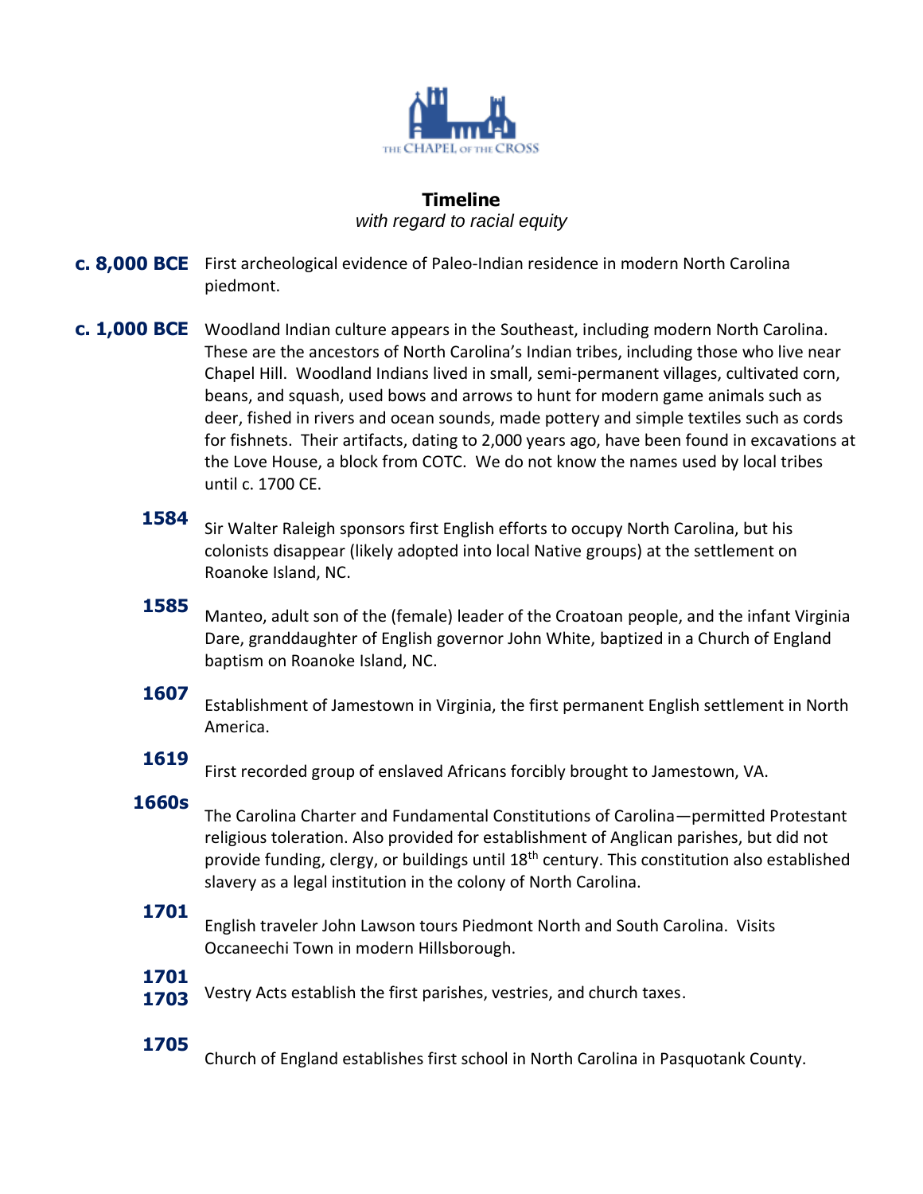# Timeline

*with regard to racial equity*

**c. 8,000 BCE** First archeological evidence of Paleo-Indian residence in modern North Carolina piedmont.

**c. 1,000 BCE** Woodland Indian culture appears in the Southeast, including modern North Carolina. These are the ancestors of North Carolina's Indian tribes, including those who live near Chapel Hill. Woodland Indians lived in small, semi-permanent villages, cultivated corn, beans, and squash, used bows and arrows to hunt for modern game animals such as deer, fished in rivers and ocean sounds, made pottery and simple textiles such as cords for fishnets. Their artifacts, dating to 2,000 years ago, have been found in excavations at the Love House, a block from COTC. We do not know the names used by local tribes until c. 1700 CE.

**1584** Sir Walter Raleigh sponsors first English efforts to occupy North Carolina, but his colonists disappear (likely adopted into local Native groups) at the settlement on Roanoke Island, NC.

**1585** Manteo, adult son of the (female) leader of the Croatoan people, and the infant Virginia Dare, granddaughter of English governor John White, baptized in a Church of England baptism on Roanoke Island, NC.

**1607** Establishment of Jamestown in Virginia, the first permanent English settlement in North America.

**1619** First recorded group of enslaved Africans forcibly brought to Jamestown, VA.

**1660s** The Carolina Charter and Fundamental Constitutions of Carolina—permitted Protestant religious toleration. Also provided for establishment of Anglican parishes, but did not provide funding, clergy, or buildings until 18th century. This constitution also established slavery as a legal institution in the colony of North Carolina.

**1701** English traveler John Lawson tours Piedmont North and South Carolina. Visits Occaneechi Town in modern Hillsborough.

**1701 1703** Vestry Acts establish the first parishes, vestries, and church taxes.

**1705** Church of England establishes first school in North Carolina in Pasquotank County.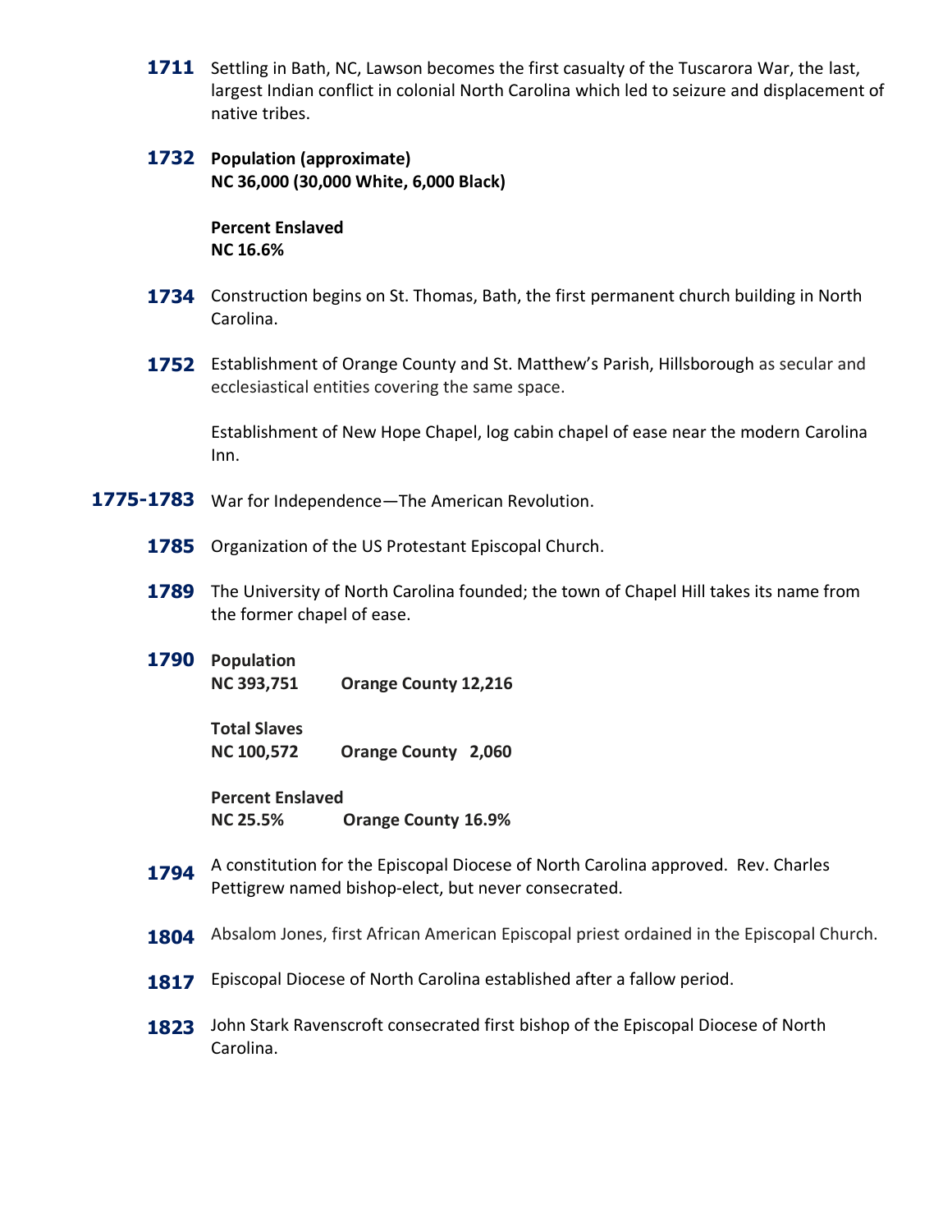**1711** Settling in Bath, NC, Lawson becomes the first casualty of the Tuscarora War, the last, largest Indian conflict in colonial North Carolina which led to seizure and displacement of native tribes.

**1732** **Population (approximate)**
**NC 36,000 (30,000 White, 6,000 Black)**

**Percent Enslaved**
**NC 16.6%**

**1734** Construction begins on St. Thomas, Bath, the first permanent church building in North Carolina.

**1752** Establishment of Orange County and St. Matthew's Parish, Hillsborough as secular and ecclesiastical entities covering the same space.

Establishment of New Hope Chapel, log cabin chapel of ease near the modern Carolina Inn.

**1775-1783** War for Independence—The American Revolution.

**1785** Organization of the US Protestant Episcopal Church.

**1789** The University of North Carolina founded; the town of Chapel Hill takes its name from the former chapel of ease.

**1790** **Population**
**NC 393,751** **Orange County 12,216**

**Total Slaves**
**NC 100,572** **Orange County 2,060**

**Percent Enslaved**
**NC 25.5%** **Orange County 16.9%**

**1794** A constitution for the Episcopal Diocese of North Carolina approved. Rev. Charles Pettigrew named bishop-elect, but never consecrated.

**1804** Absalom Jones, first African American Episcopal priest ordained in the Episcopal Church.

**1817** Episcopal Diocese of North Carolina established after a fallow period.

**1823** John Stark Ravenscroft consecrated first bishop of the Episcopal Diocese of North Carolina.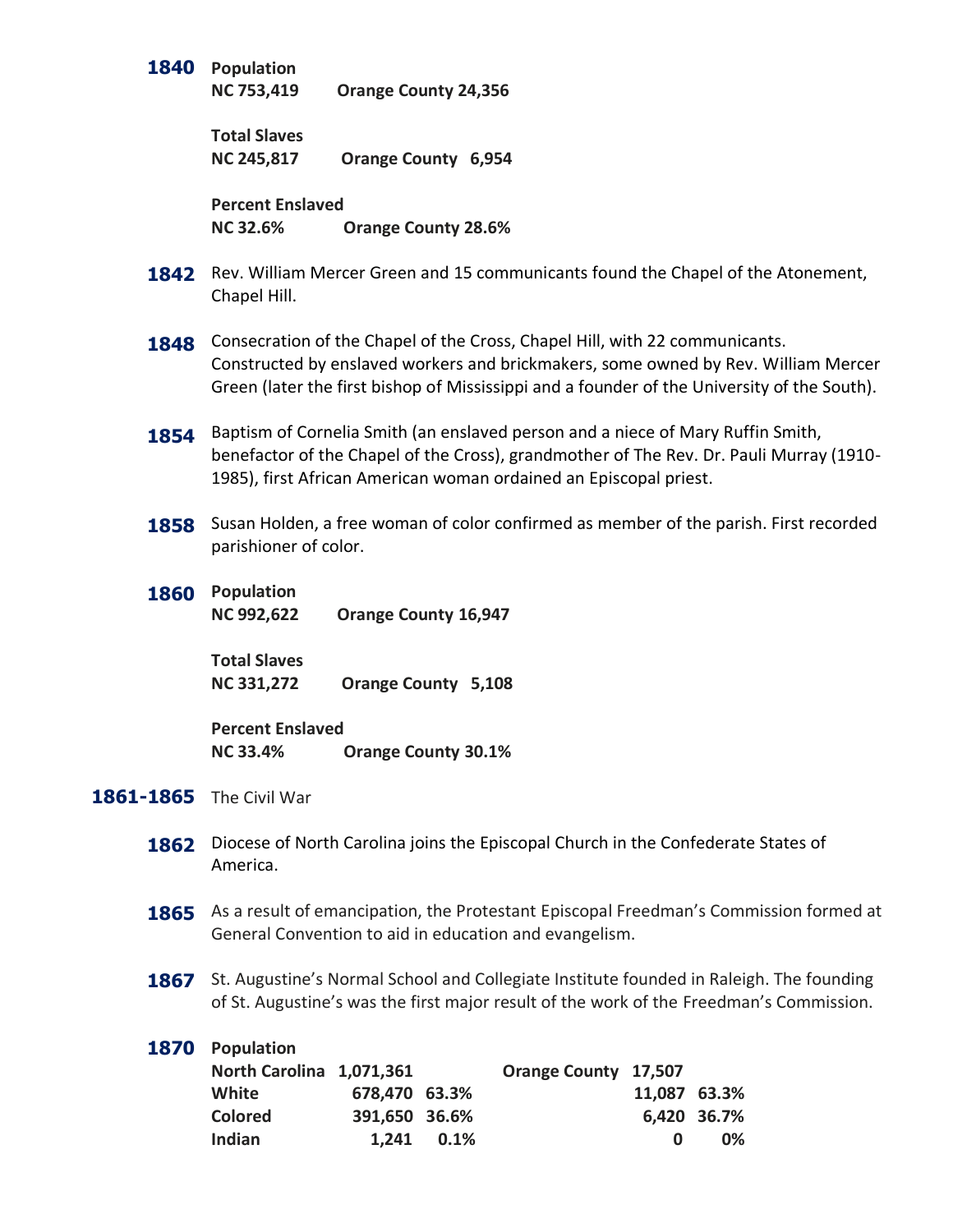**1840** **Population**
**NC 753,419** **Orange County 24,356**

**Total Slaves**
**NC 245,817** **Orange County 6,954**

**Percent Enslaved**
**NC 32.6%** **Orange County 28.6%**

**1842** Rev. William Mercer Green and 15 communicants found the Chapel of the Atonement, Chapel Hill.

**1848** Consecration of the Chapel of the Cross, Chapel Hill, with 22 communicants. Constructed by enslaved workers and brickmakers, some owned by Rev. William Mercer Green (later the first bishop of Mississippi and a founder of the University of the South).

**1854** Baptism of Cornelia Smith (an enslaved person and a niece of Mary Ruffin Smith, benefactor of the Chapel of the Cross), grandmother of The Rev. Dr. Pauli Murray (1910-1985), first African American woman ordained an Episcopal priest.

**1858** Susan Holden, a free woman of color confirmed as member of the parish. First recorded parishioner of color.

**1860** **Population**
**NC 992,622** **Orange County 16,947**

**Total Slaves**
**NC 331,272** **Orange County 5,108**

**Percent Enslaved**
**NC 33.4%** **Orange County 30.1%**

**1861-1865** The Civil War

**1862** Diocese of North Carolina joins the Episcopal Church in the Confederate States of America.

**1865** As a result of emancipation, the Protestant Episcopal Freedman's Commission formed at General Convention to aid in education and evangelism.

**1867** St. Augustine's Normal School and Collegiate Institute founded in Raleigh. The founding of St. Augustine's was the first major result of the work of the Freedman's Commission.

**1870** **Population**

| | | | | | |
|---|---|---|---|---|---|
| **North Carolina** | **1,071,361** | | **Orange County** | **17,507** | |
| **White** | **678,470** | **63.3%** | | **11,087** | **63.3%** |
| **Colored** | **391,650** | **36.6%** | | **6,420** | **36.7%** |
| **Indian** | **1,241** | **0.1%** | | **0** | **0%** |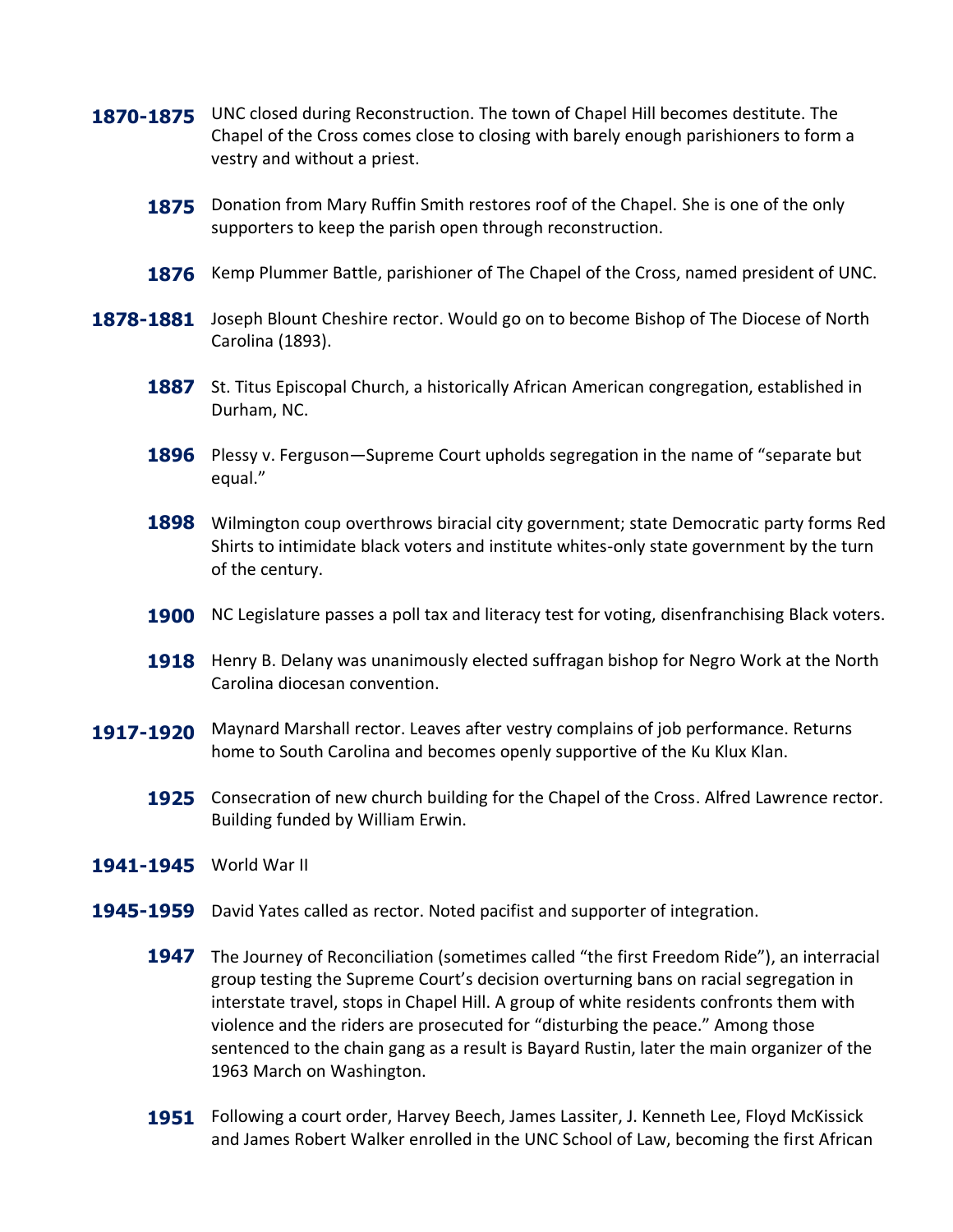**1870-1875** UNC closed during Reconstruction. The town of Chapel Hill becomes destitute. The Chapel of the Cross comes close to closing with barely enough parishioners to form a vestry and without a priest.

**1875** Donation from Mary Ruffin Smith restores roof of the Chapel. She is one of the only supporters to keep the parish open through reconstruction.

**1876** Kemp Plummer Battle, parishioner of The Chapel of the Cross, named president of UNC.

**1878-1881** Joseph Blount Cheshire rector. Would go on to become Bishop of The Diocese of North Carolina (1893).

**1887** St. Titus Episcopal Church, a historically African American congregation, established in Durham, NC.

**1896** Plessy v. Ferguson—Supreme Court upholds segregation in the name of "separate but equal."

**1898** Wilmington coup overthrows biracial city government; state Democratic party forms Red Shirts to intimidate black voters and institute whites-only state government by the turn of the century.

**1900** NC Legislature passes a poll tax and literacy test for voting, disenfranchising Black voters.

**1918** Henry B. Delany was unanimously elected suffragan bishop for Negro Work at the North Carolina diocesan convention.

**1917-1920** Maynard Marshall rector. Leaves after vestry complains of job performance. Returns home to South Carolina and becomes openly supportive of the Ku Klux Klan.

**1925** Consecration of new church building for the Chapel of the Cross. Alfred Lawrence rector. Building funded by William Erwin.

**1941-1945** World War II

**1945-1959** David Yates called as rector. Noted pacifist and supporter of integration.

**1947** The Journey of Reconciliation (sometimes called "the first Freedom Ride"), an interracial group testing the Supreme Court's decision overturning bans on racial segregation in interstate travel, stops in Chapel Hill. A group of white residents confronts them with violence and the riders are prosecuted for "disturbing the peace." Among those sentenced to the chain gang as a result is Bayard Rustin, later the main organizer of the 1963 March on Washington.

**1951** Following a court order, Harvey Beech, James Lassiter, J. Kenneth Lee, Floyd McKissick and James Robert Walker enrolled in the UNC School of Law, becoming the first African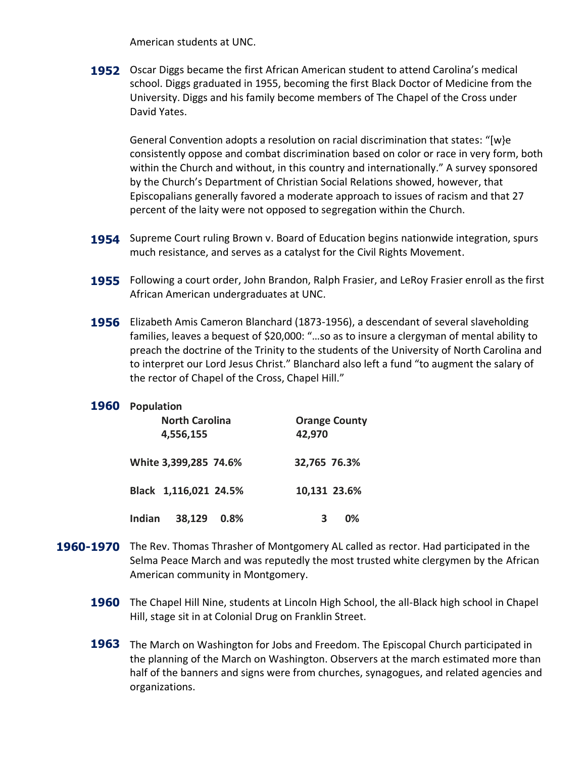American students at UNC.

**1952** Oscar Diggs became the first African American student to attend Carolina's medical school. Diggs graduated in 1955, becoming the first Black Doctor of Medicine from the University. Diggs and his family become members of The Chapel of the Cross under David Yates.

General Convention adopts a resolution on racial discrimination that states: "[w}e consistently oppose and combat discrimination based on color or race in very form, both within the Church and without, in this country and internationally." A survey sponsored by the Church's Department of Christian Social Relations showed, however, that Episcopalians generally favored a moderate approach to issues of racism and that 27 percent of the laity were not opposed to segregation within the Church.

**1954** Supreme Court ruling Brown v. Board of Education begins nationwide integration, spurs much resistance, and serves as a catalyst for the Civil Rights Movement.

**1955** Following a court order, John Brandon, Ralph Frasier, and LeRoy Frasier enroll as the first African American undergraduates at UNC.

**1956** Elizabeth Amis Cameron Blanchard (1873-1956), a descendant of several slaveholding families, leaves a bequest of $20,000: "…so as to insure a clergyman of mental ability to preach the doctrine of the Trinity to the students of the University of North Carolina and to interpret our Lord Jesus Christ." Blanchard also left a fund "to augment the salary of the rector of Chapel of the Cross, Chapel Hill."

**1960** **Population**

| | North Carolina 4,556,155 | | Orange County 42,970 | |
|---|---|---|---|---|
| White | 3,399,285 | 74.6% | 32,765 | 76.3% |
| Black | 1,116,021 | 24.5% | 10,131 | 23.6% |
| Indian | 38,129 | 0.8% | 3 | 0% |

**1960-1970** The Rev. Thomas Thrasher of Montgomery AL called as rector. Had participated in the Selma Peace March and was reputedly the most trusted white clergymen by the African American community in Montgomery.

**1960** The Chapel Hill Nine, students at Lincoln High School, the all-Black high school in Chapel Hill, stage sit in at Colonial Drug on Franklin Street.

**1963** The March on Washington for Jobs and Freedom. The Episcopal Church participated in the planning of the March on Washington. Observers at the march estimated more than half of the banners and signs were from churches, synagogues, and related agencies and organizations.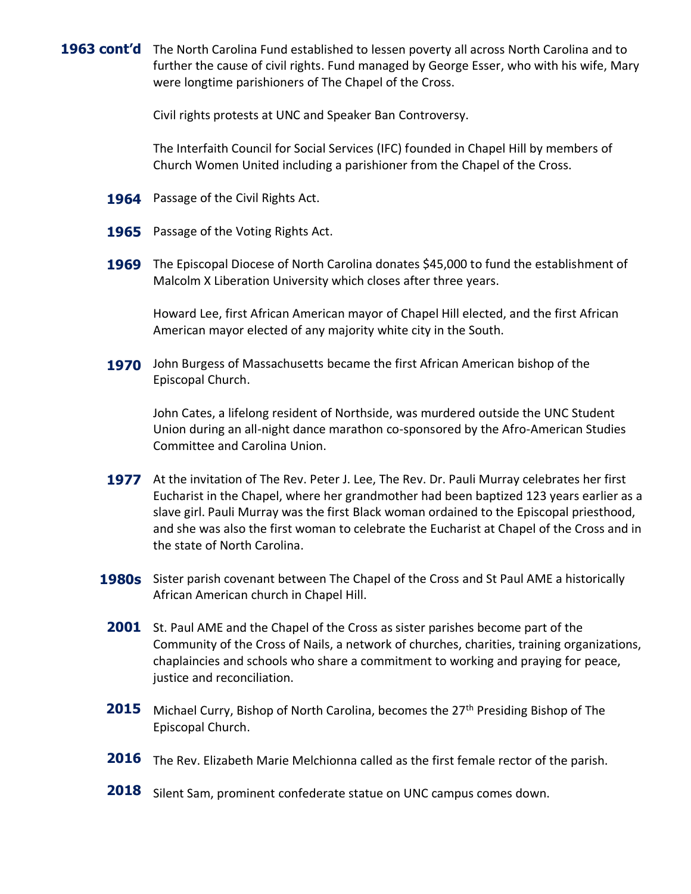**1963 cont'd** The North Carolina Fund established to lessen poverty all across North Carolina and to further the cause of civil rights. Fund managed by George Esser, who with his wife, Mary were longtime parishioners of The Chapel of the Cross.

Civil rights protests at UNC and Speaker Ban Controversy.

The Interfaith Council for Social Services (IFC) founded in Chapel Hill by members of Church Women United including a parishioner from the Chapel of the Cross.

**1964** Passage of the Civil Rights Act.

**1965** Passage of the Voting Rights Act.

**1969** The Episcopal Diocese of North Carolina donates $45,000 to fund the establishment of Malcolm X Liberation University which closes after three years.

Howard Lee, first African American mayor of Chapel Hill elected, and the first African American mayor elected of any majority white city in the South.

**1970** John Burgess of Massachusetts became the first African American bishop of the Episcopal Church.

John Cates, a lifelong resident of Northside, was murdered outside the UNC Student Union during an all-night dance marathon co-sponsored by the Afro-American Studies Committee and Carolina Union.

**1977** At the invitation of The Rev. Peter J. Lee, The Rev. Dr. Pauli Murray celebrates her first Eucharist in the Chapel, where her grandmother had been baptized 123 years earlier as a slave girl. Pauli Murray was the first Black woman ordained to the Episcopal priesthood, and she was also the first woman to celebrate the Eucharist at Chapel of the Cross and in the state of North Carolina.

**1980s** Sister parish covenant between The Chapel of the Cross and St Paul AME a historically African American church in Chapel Hill.

**2001** St. Paul AME and the Chapel of the Cross as sister parishes become part of the Community of the Cross of Nails, a network of churches, charities, training organizations, chaplaincies and schools who share a commitment to working and praying for peace, justice and reconciliation.

**2015** Michael Curry, Bishop of North Carolina, becomes the 27th Presiding Bishop of The Episcopal Church.

**2016** The Rev. Elizabeth Marie Melchionna called as the first female rector of the parish.

**2018** Silent Sam, prominent confederate statue on UNC campus comes down.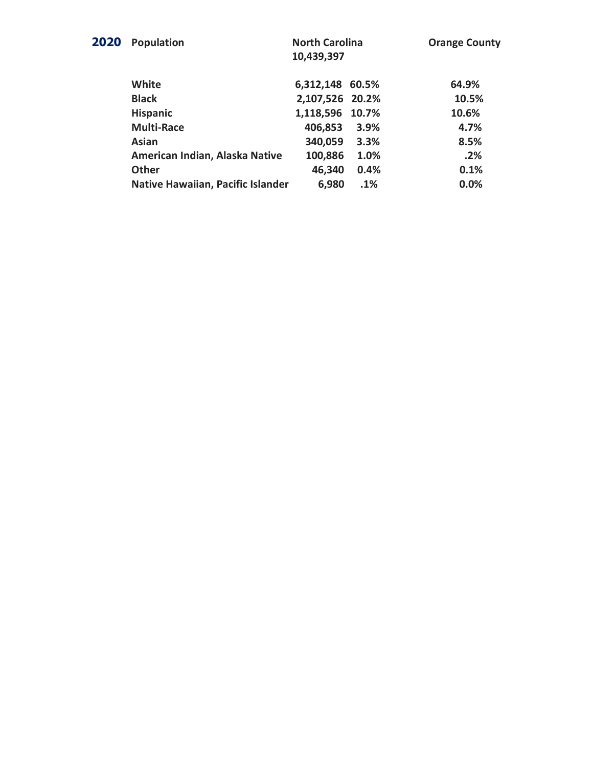| 2020 | Population | North Carolina 10,439,397 | | Orange County |
|---|---|---|---|---|
| | **White** | 6,312,148 | 60.5% | 64.9% |
| | **Black** | 2,107,526 | 20.2% | 10.5% |
| | **Hispanic** | 1,118,596 | 10.7% | 10.6% |
| | **Multi-Race** | 406,853 | 3.9% | 4.7% |
| | **Asian** | 340,059 | 3.3% | 8.5% |
| | **American Indian, Alaska Native** | 100,886 | 1.0% | .2% |
| | **Other** | 46,340 | 0.4% | 0.1% |
| | **Native Hawaiian, Pacific Islander** | 6,980 | .1% | 0.0% |